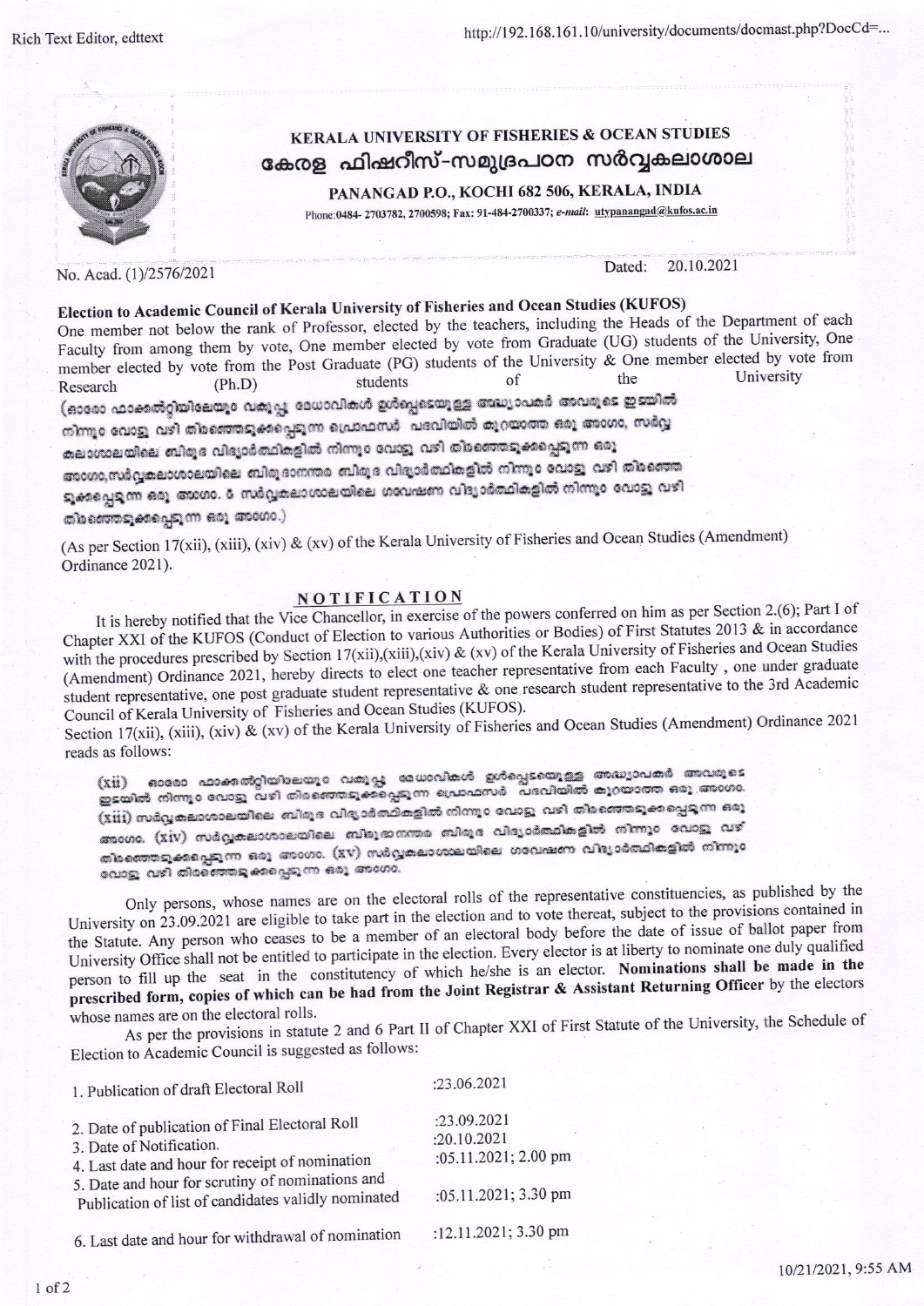# KERALA UNIVERSITY OF FISHERIES & OCEAN STUDIES

## കേരള ഫിഷറീസ്-സമുദ്രപഠന സർവ്വകലാശാല

**PANANGAD P.O., KOCHI 682 506, KERALA, INDIA**

Phone:0484- 2703782, 2700598; Fax: 91-484-2700337; *e-mail*: utypanangad@kufos.ac.in

No. Acad. (1)/2576/2021

Dated: 20.10.2021

**Election to Academic Council of Kerala University of Fisheries and Ocean Studies (KUFOS)**

One member not below the rank of Professor, elected by the teachers, including the Heads of the Department of each Faculty from among them by vote, One member elected by vote from Graduate (UG) students of the University, One member elected by vote from the Post Graduate (PG) students of the University & One member elected by vote from Research (Ph.D) students of the University

(ഓരോ ഫാക്കൽറ്റിയിലെയും വകുപ്പ് മേധാവികൾ ഉൾപ്പെടെയുള്ള അദ്ധ്യാപകർ അവരുടെ ഇടയിൽ നിന്നും വോട്ടു വഴി തിരഞ്ഞെടുക്കപ്പെടുന്ന പ്രൊഫസർ പദവിയിൽ കുറയാത്ത ഒരു അംഗം, സർവ്വകലാശാലയിലെ ബിരുദ വിദ്യാർത്ഥികളിൽ നിന്നും വോട്ടു വഴി തിരഞ്ഞെടുക്കപ്പെടുന്ന ഒരു അംഗം,സർവ്വകലാശാലയിലെ ബിരുദാനന്തര ബിരുദ വിദ്യാർത്ഥികളിൽ നിന്നും വോട്ടു വഴി തിരഞ്ഞെടുക്കപ്പെടുന്ന ഒരു അംഗം. & സർവ്വകലാശാലയിലെ ഗവേഷണ വിദ്യാർത്ഥികളിൽ നിന്നും വോട്ടു വഴി തിരഞ്ഞെടുക്കപ്പെടുന്ന ഒരു അംഗം.)

(As per Section 17(xii), (xiii), (xiv) & (xv) of the Kerala University of Fisheries and Ocean Studies (Amendment) Ordinance 2021).

## NOTIFICATION

It is hereby notified that the Vice Chancellor, in exercise of the powers conferred on him as per Section 2.(6); Part I of Chapter XXI of the KUFOS (Conduct of Election to various Authorities or Bodies) of First Statutes 2013 & in accordance with the procedures prescribed by Section 17(xii),(xiii),(xiv) & (xv) of the Kerala University of Fisheries and Ocean Studies (Amendment) Ordinance 2021, hereby directs to elect one teacher representative from each Faculty , one under graduate student representative, one post graduate student representative & one research student representative to the 3rd Academic Council of Kerala University of Fisheries and Ocean Studies (KUFOS).

Section 17(xii), (xiii), (xiv) & (xv) of the Kerala University of Fisheries and Ocean Studies (Amendment) Ordinance 2021 reads as follows:

(xii) ഓരോ ഫാക്കൽറ്റിയിലെയും വകുപ്പ് മേധാവികൾ ഉൾപ്പെടെയുള്ള അദ്ധ്യാപകർ അവരുടെ ഇടയിൽ നിന്നും വോട്ടു വഴി തിരഞ്ഞെടുക്കപ്പെടുന്ന പ്രൊഫസർ പദവിയിൽ കുറയാത്ത ഒരു അംഗം. (xiii) സർവ്വകലാശാലയിലെ ബിരുദ വിദ്യാർത്ഥികളിൽ നിന്നും വോട്ടു വഴി തിരഞ്ഞെടുക്കപ്പെടുന്ന ഒരു അംഗം. (xiv) സർവ്വകലാശാലയിലെ ബിരുദാനന്തര ബിരുദ വിദ്യാർത്ഥികളിൽ നിന്നും വോട്ടു വഴി തിരഞ്ഞെടുക്കപ്പെടുന്ന ഒരു അംഗം. (xv) സർവ്വകലാശാലയിലെ ഗവേഷണ വിദ്യാർത്ഥികളിൽ നിന്നും വോട്ടു വഴി തിരഞ്ഞെടുക്കപ്പെടുന്ന ഒരു അംഗം.

Only persons, whose names are on the electoral rolls of the representative constituencies, as published by the University on 23.09.2021 are eligible to take part in the election and to vote thereat, subject to the provisions contained in the Statute. Any person who ceases to be a member of an electoral body before the date of issue of ballot paper from University Office shall not be entitled to participate in the election. Every elector is at liberty to nominate one duly qualified person to fill up the seat in the constituency of which he/she is an elector. **Nominations shall be made in the prescribed form, copies of which can be had from the Joint Registrar & Assistant Returning Officer** by the electors whose names are on the electoral rolls.

As per the provisions in statute 2 and 6 Part II of Chapter XXI of First Statute of the University, the Schedule of Election to Academic Council is suggested as follows:

| | |
|---|---|
| 1. Publication of draft Electoral Roll | :23.06.2021 |
| 2. Date of publication of Final Electoral Roll | :23.09.2021 |
| 3. Date of Notification. | :20.10.2021 |
| 4. Last date and hour for receipt of nomination | :05.11.2021; 2.00 pm |
| 5. Date and hour for scrutiny of nominations and Publication of list of candidates validly nominated | :05.11.2021; 3.30 pm |
| 6. Last date and hour for withdrawal of nomination | :12.11.2021; 3.30 pm |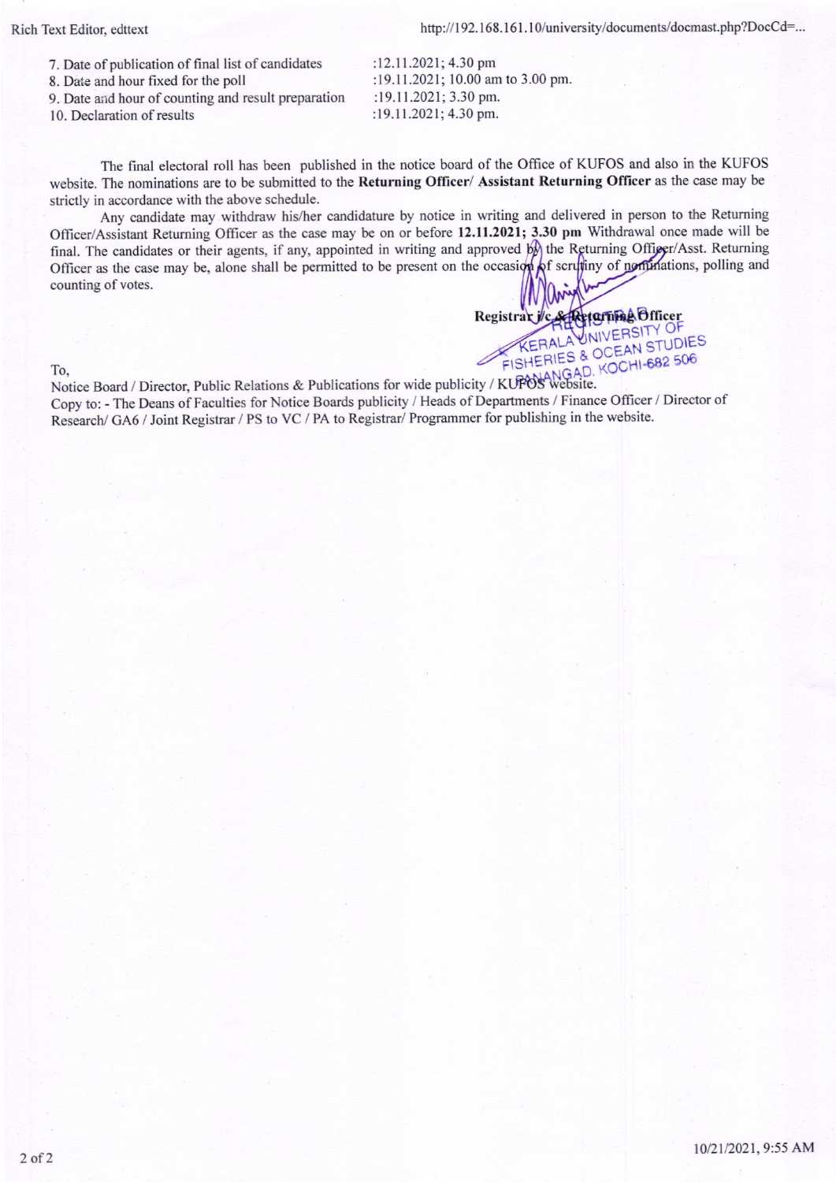| | |
|---|---|
| 7. Date of publication of final list of candidates | :12.11.2021; 4.30 pm |
| 8. Date and hour fixed for the poll | :19.11.2021; 10.00 am to 3.00 pm. |
| 9. Date and hour of counting and result preparation | :19.11.2021; 3.30 pm. |
| 10. Declaration of results | :19.11.2021; 4.30 pm. |

The final electoral roll has been published in the notice board of the Office of KUFOS and also in the KUFOS website. The nominations are to be submitted to the **Returning Officer/ Assistant Returning Officer** as the case may be strictly in accordance with the above schedule.

Any candidate may withdraw his/her candidature by notice in writing and delivered in person to the Returning Officer/Assistant Returning Officer as the case may be on or before **12.11.2021; 3.30 pm** Withdrawal once made will be final. The candidates or their agents, if any, appointed in writing and approved by the Returning Officer/Asst. Returning Officer as the case may be, alone shall be permitted to be present on the occasion of scrutiny of nominations, polling and counting of votes.

**Registrar i/c & Returning Officer**

REGISTRAR
KERALA UNIVERSITY OF FISHERIES & OCEAN STUDIES
PANANGAD, KOCHI-682 506

To,

Notice Board / Director, Public Relations & Publications for wide publicity / KUFOS website.

Copy to: - The Deans of Faculties for Notice Boards publicity / Heads of Departments / Finance Officer / Director of Research/ GA6 / Joint Registrar / PS to VC / PA to Registrar/ Programmer for publishing in the website.